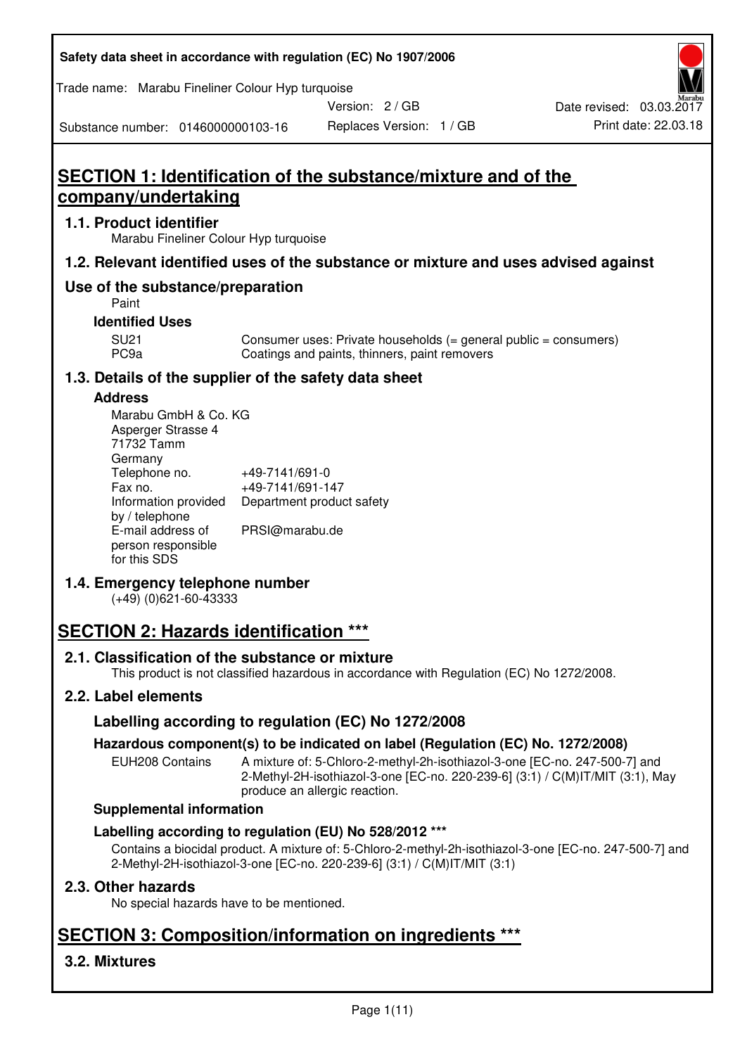Safety data sheet in accordance with regulation (EC) No 1907/2006

Trade name: Marabu Fineliner Colour Hyp turquoise

| Substance number: 0146000000103-16 | Version: 2 / GB | Date revised: 03.03.2017 |
|---|---|---|
| | Replaces Version: 1 / GB | Print date: 22.03.18 |

# SECTION 1: Identification of the substance/mixture and of the company/undertaking

## 1.1. Product identifier

Marabu Fineliner Colour Hyp turquoise

## 1.2. Relevant identified uses of the substance or mixture and uses advised against

### Use of the substance/preparation

Paint

**Identified Uses**

| | |
|---|---|
| SU21 | Consumer uses: Private households (= general public = consumers) |
| PC9a | Coatings and paints, thinners, paint removers |

## 1.3. Details of the supplier of the safety data sheet

**Address**

Marabu GmbH & Co. KG
Asperger Strasse 4
71732 Tamm
Germany

| | |
|---|---|
| Telephone no. | +49-7141/691-0 |
| Fax no. | +49-7141/691-147 |
| Information provided by / telephone | Department product safety |
| E-mail address of person responsible for this SDS | PRSI@marabu.de |

## 1.4. Emergency telephone number

(+49) (0)621-60-43333

# SECTION 2: Hazards identification ***

## 2.1. Classification of the substance or mixture

This product is not classified hazardous in accordance with Regulation (EC) No 1272/2008.

## 2.2. Label elements

### Labelling according to regulation (EC) No 1272/2008

**Hazardous component(s) to be indicated on label (Regulation (EC) No. 1272/2008)**

| | |
|---|---|
| EUH208 Contains | A mixture of: 5-Chloro-2-methyl-2h-isothiazol-3-one [EC-no. 247-500-7] and 2-Methyl-2H-isothiazol-3-one [EC-no. 220-239-6] (3:1) / C(M)IT/MIT (3:1), May produce an allergic reaction. |

**Supplemental information**

**Labelling according to regulation (EU) No 528/2012 ***

Contains a biocidal product. A mixture of: 5-Chloro-2-methyl-2h-isothiazol-3-one [EC-no. 247-500-7] and 2-Methyl-2H-isothiazol-3-one [EC-no. 220-239-6] (3:1) / C(M)IT/MIT (3:1)

## 2.3. Other hazards

No special hazards have to be mentioned.

# SECTION 3: Composition/information on ingredients ***

## 3.2. Mixtures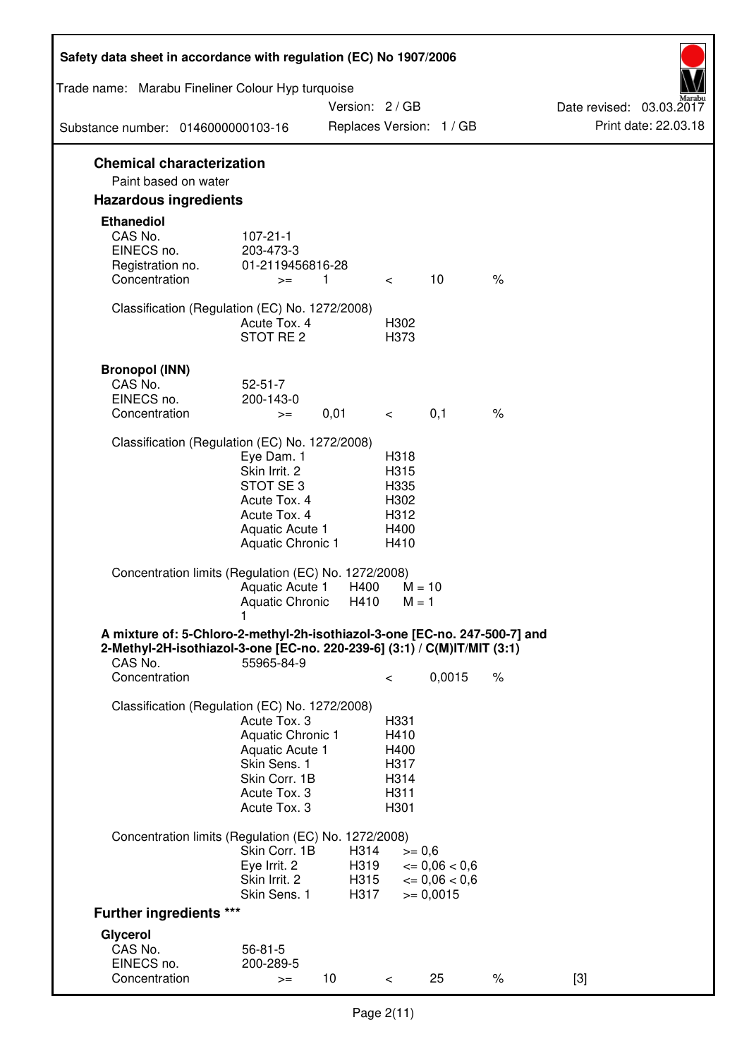## Chemical characterization

Paint based on water

## Hazardous ingredients

### Ethanediol

| | | | | | |
|---|---|---|---|---|---|
| CAS No. | 107-21-1 | | | | |
| EINECS no. | 203-473-3 | | | | |
| Registration no. | 01-2119456816-28 | | | | |
| Concentration | >= | 1 | < | 10 | % |

Classification (Regulation (EC) No. 1272/2008)

| | |
|---|---|
| Acute Tox. 4 | H302 |
| STOT RE 2 | H373 |

### Bronopol (INN)

| | | | | | |
|---|---|---|---|---|---|
| CAS No. | 52-51-7 | | | | |
| EINECS no. | 200-143-0 | | | | |
| Concentration | >= | 0,01 | < | 0,1 | % |

Classification (Regulation (EC) No. 1272/2008)

| | |
|---|---|
| Eye Dam. 1 | H318 |
| Skin Irrit. 2 | H315 |
| STOT SE 3 | H335 |
| Acute Tox. 4 | H302 |
| Acute Tox. 4 | H312 |
| Aquatic Acute 1 | H400 |
| Aquatic Chronic 1 | H410 |

Concentration limits (Regulation (EC) No. 1272/2008)

| | | |
|---|---|---|
| Aquatic Acute 1 | H400 | M = 10 |
| Aquatic Chronic 1 | H410 | M = 1 |

### A mixture of: 5-Chloro-2-methyl-2h-isothiazol-3-one [EC-no. 247-500-7] and 2-Methyl-2H-isothiazol-3-one [EC-no. 220-239-6] (3:1) / C(M)IT/MIT (3:1)

| | | | |
|---|---|---|---|
| CAS No. | 55965-84-9 | | |
| Concentration | < | 0,0015 | % |

Classification (Regulation (EC) No. 1272/2008)

| | |
|---|---|
| Acute Tox. 3 | H331 |
| Aquatic Chronic 1 | H410 |
| Aquatic Acute 1 | H400 |
| Skin Sens. 1 | H317 |
| Skin Corr. 1B | H314 |
| Acute Tox. 3 | H311 |
| Acute Tox. 3 | H301 |

Concentration limits (Regulation (EC) No. 1272/2008)

| | | |
|---|---|---|
| Skin Corr. 1B | H314 | >= 0,6 |
| Eye Irrit. 2 | H319 | <= 0,06 < 0,6 |
| Skin Irrit. 2 | H315 | <= 0,06 < 0,6 |
| Skin Sens. 1 | H317 | >= 0,0015 |

## Further ingredients ***

### Glycerol

| | | | | | | |
|---|---|---|---|---|---|---|
| CAS No. | 56-81-5 | | | | | |
| EINECS no. | 200-289-5 | | | | | |
| Concentration | >= | 10 | < | 25 | % | [3] |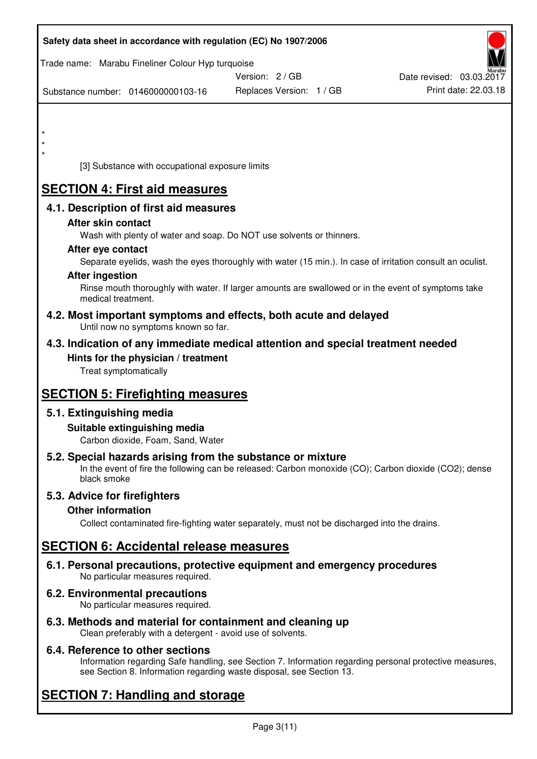*
*
*

[3] Substance with occupational exposure limits

# SECTION 4: First aid measures

## 4.1. Description of first aid measures

### After skin contact

Wash with plenty of water and soap. Do NOT use solvents or thinners.

### After eye contact

Separate eyelids, wash the eyes thoroughly with water (15 min.). In case of irritation consult an oculist.

### After ingestion

Rinse mouth thoroughly with water. If larger amounts are swallowed or in the event of symptoms take medical treatment.

## 4.2. Most important symptoms and effects, both acute and delayed

Until now no symptoms known so far.

## 4.3. Indication of any immediate medical attention and special treatment needed

### Hints for the physician / treatment

Treat symptomatically

# SECTION 5: Firefighting measures

## 5.1. Extinguishing media

### Suitable extinguishing media

Carbon dioxide, Foam, Sand, Water

## 5.2. Special hazards arising from the substance or mixture

In the event of fire the following can be released: Carbon monoxide (CO); Carbon dioxide ($CO_2$); dense black smoke

## 5.3. Advice for firefighters

### Other information

Collect contaminated fire-fighting water separately, must not be discharged into the drains.

# SECTION 6: Accidental release measures

## 6.1. Personal precautions, protective equipment and emergency procedures

No particular measures required.

## 6.2. Environmental precautions

No particular measures required.

## 6.3. Methods and material for containment and cleaning up

Clean preferably with a detergent - avoid use of solvents.

## 6.4. Reference to other sections

Information regarding Safe handling, see Section 7. Information regarding personal protective measures, see Section 8. Information regarding waste disposal, see Section 13.

# SECTION 7: Handling and storage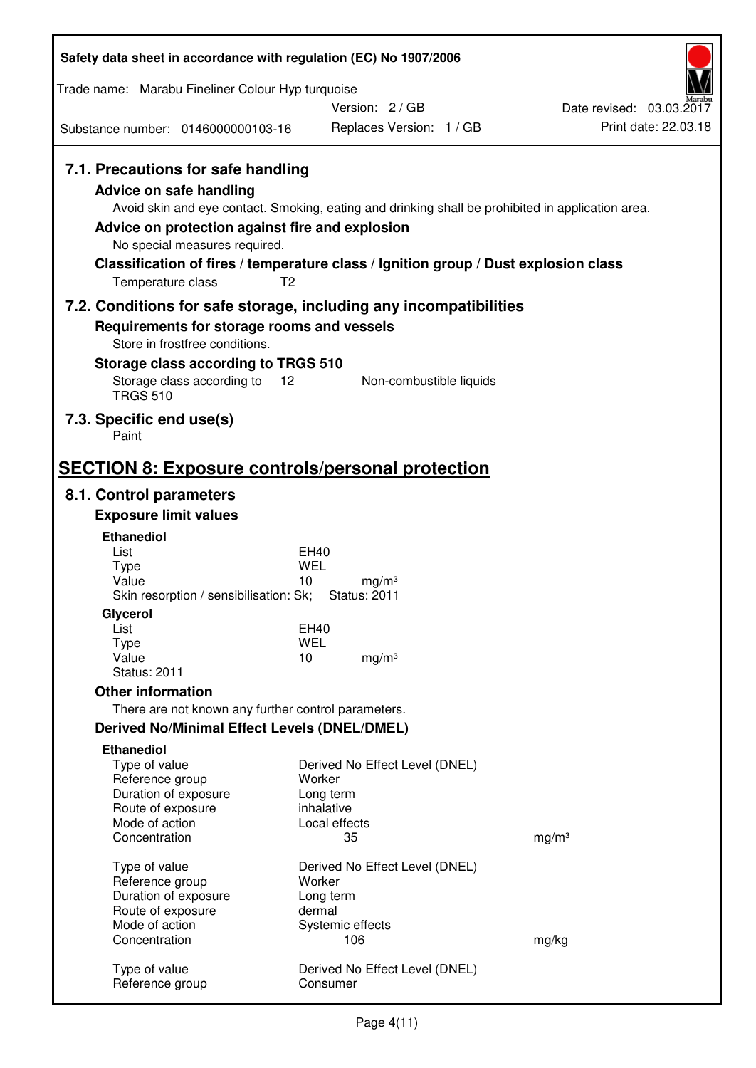## 7.1. Precautions for safe handling

### Advice on safe handling

Avoid skin and eye contact. Smoking, eating and drinking shall be prohibited in application area.

### Advice on protection against fire and explosion

No special measures required.

### Classification of fires / temperature class / Ignition group / Dust explosion class

Temperature class T2

## 7.2. Conditions for safe storage, including any incompatibilities

### Requirements for storage rooms and vessels

Store in frostfree conditions.

### Storage class according to TRGS 510

Storage class according to TRGS 510 12 Non-combustible liquids

## 7.3. Specific end use(s)

Paint

# SECTION 8: Exposure controls/personal protection

## 8.1. Control parameters

### Exposure limit values

**Ethanediol**

| | | |
|---|---|---|
| List | EH40 | |
| Type | WEL | |
| Value | 10 | mg/m³ |

Skin resorption / sensibilisation: Sk; Status: 2011

**Glycerol**

| | | |
|---|---|---|
| List | EH40 | |
| Type | WEL | |
| Value | 10 | mg/m³ |

Status: 2011

### Other information

There are not known any further control parameters.

### Derived No/Minimal Effect Levels (DNEL/DMEL)

**Ethanediol**

| | | |
|---|---|---|
| Type of value | Derived No Effect Level (DNEL) | |
| Reference group | Worker | |
| Duration of exposure | Long term | |
| Route of exposure | inhalative | |
| Mode of action | Local effects | |
| Concentration | 35 | mg/m³ |

| | | |
|---|---|---|
| Type of value | Derived No Effect Level (DNEL) | |
| Reference group | Worker | |
| Duration of exposure | Long term | |
| Route of exposure | dermal | |
| Mode of action | Systemic effects | |
| Concentration | 106 | mg/kg |

| | |
|---|---|
| Type of value | Derived No Effect Level (DNEL) |
| Reference group | Consumer |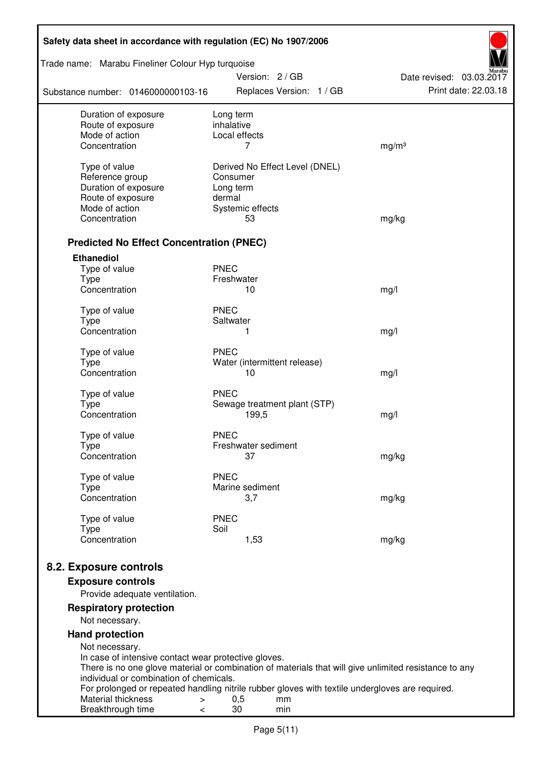| | | |
|---|---|---|
| Duration of exposure | Long term | |
| Route of exposure | inhalative | |
| Mode of action | Local effects | |
| Concentration | 7 | mg/m³ |
| | | |
| Type of value | Derived No Effect Level (DNEL) | |
| Reference group | Consumer | |
| Duration of exposure | Long term | |
| Route of exposure | dermal | |
| Mode of action | Systemic effects | |
| Concentration | 53 | mg/kg |

### Predicted No Effect Concentration (PNEC)

**Ethanediol**

| | | |
|---|---|---|
| Type of value | PNEC | |
| Type | Freshwater | |
| Concentration | 10 | mg/l |
| | | |
| Type of value | PNEC | |
| Type | Saltwater | |
| Concentration | 1 | mg/l |
| | | |
| Type of value | PNEC | |
| Type | Water (intermittent release) | |
| Concentration | 10 | mg/l |
| | | |
| Type of value | PNEC | |
| Type | Sewage treatment plant (STP) | |
| Concentration | 199,5 | mg/l |
| | | |
| Type of value | PNEC | |
| Type | Freshwater sediment | |
| Concentration | 37 | mg/kg |
| | | |
| Type of value | PNEC | |
| Type | Marine sediment | |
| Concentration | 3,7 | mg/kg |
| | | |
| Type of value | PNEC | |
| Type | Soil | |
| Concentration | 1,53 | mg/kg |

## 8.2. Exposure controls

### Exposure controls

Provide adequate ventilation.

### Respiratory protection

Not necessary.

### Hand protection

Not necessary.
In case of intensive contact wear protective gloves.
There is no one glove material or combination of materials that will give unlimited resistance to any individual or combination of chemicals.
For prolonged or repeated handling nitrile rubber gloves with textile undergloves are required.

| | | | |
|---|---|---|---|
| Material thickness | > | 0,5 | mm |
| Breakthrough time | < | 30 | min |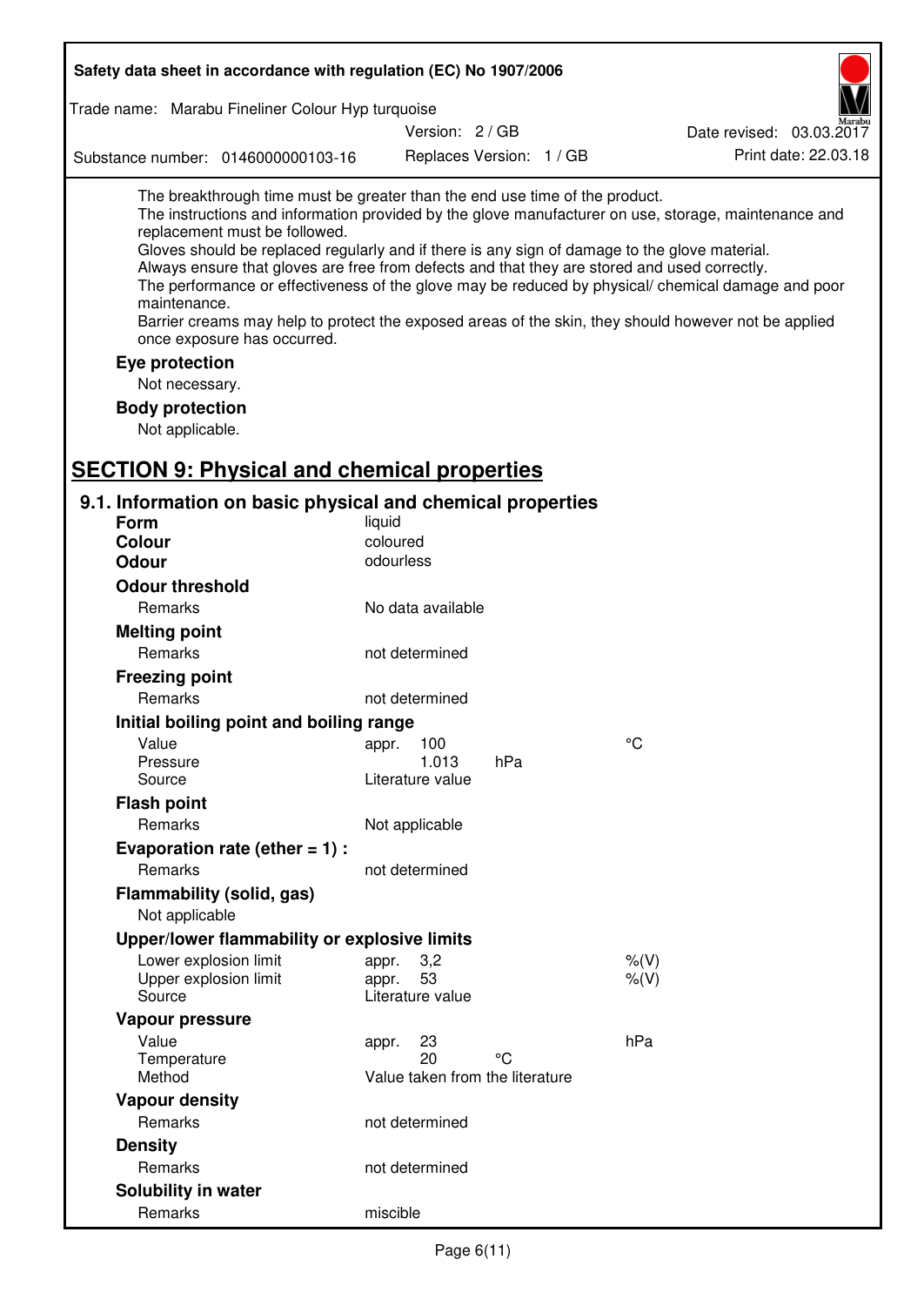The breakthrough time must be greater than the end use time of the product.
The instructions and information provided by the glove manufacturer on use, storage, maintenance and replacement must be followed.
Gloves should be replaced regularly and if there is any sign of damage to the glove material.
Always ensure that gloves are free from defects and that they are stored and used correctly.
The performance or effectiveness of the glove may be reduced by physical/ chemical damage and poor maintenance.
Barrier creams may help to protect the exposed areas of the skin, they should however not be applied once exposure has occurred.

**Eye protection**

Not necessary.

**Body protection**

Not applicable.

## SECTION 9: Physical and chemical properties

### 9.1. Information on basic physical and chemical properties

| | | | |
|---|---|---|---|
| **Form** | liquid | | |
| **Colour** | coloured | | |
| **Odour** | odourless | | |
| **Odour threshold** | | | |
| Remarks | No data available | | |
| **Melting point** | | | |
| Remarks | not determined | | |
| **Freezing point** | | | |
| Remarks | not determined | | |
| **Initial boiling point and boiling range** | | | |
| Value | appr. 100 | | °C |
| Pressure | 1.013 | hPa | |
| Source | Literature value | | |
| **Flash point** | | | |
| Remarks | Not applicable | | |
| **Evaporation rate (ether = 1) :** | | | |
| Remarks | not determined | | |
| **Flammability (solid, gas)** | | | |
| Not applicable | | | |
| **Upper/lower flammability or explosive limits** | | | |
| Lower explosion limit | appr. 3,2 | | %(V) |
| Upper explosion limit | appr. 53 | | %(V) |
| Source | Literature value | | |
| **Vapour pressure** | | | |
| Value | appr. 23 | | hPa |
| Temperature | 20 | °C | |
| Method | Value taken from the literature | | |
| **Vapour density** | | | |
| Remarks | not determined | | |
| **Density** | | | |
| Remarks | not determined | | |
| **Solubility in water** | | | |
| Remarks | miscible | | |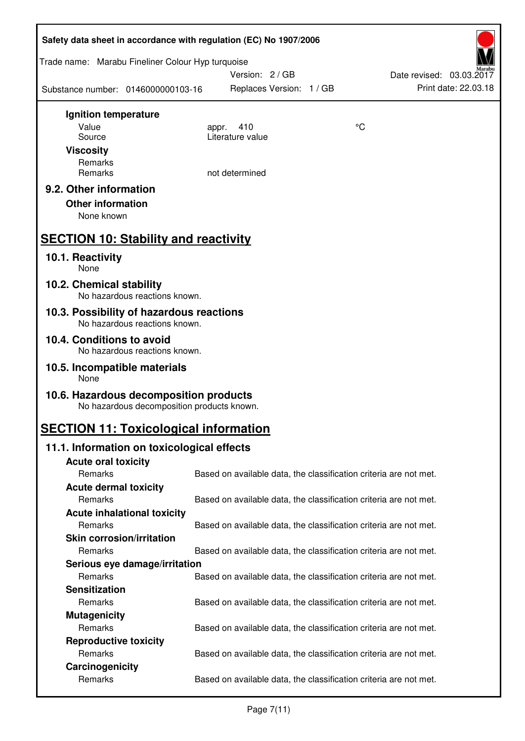**Ignition temperature**

| | | |
|---|---|---|
| Value | appr. 410 | °C |
| Source | Literature value | |

**Viscosity**

| | |
|---|---|
| Remarks | |
| Remarks | not determined |

### 9.2. Other information

**Other information**

None known

## SECTION 10: Stability and reactivity

### 10.1. Reactivity
None

### 10.2. Chemical stability
No hazardous reactions known.

### 10.3. Possibility of hazardous reactions
No hazardous reactions known.

### 10.4. Conditions to avoid
No hazardous reactions known.

### 10.5. Incompatible materials
None

### 10.6. Hazardous decomposition products
No hazardous decomposition products known.

## SECTION 11: Toxicological information

### 11.1. Information on toxicological effects

**Acute oral toxicity**

Remarks: Based on available data, the classification criteria are not met.

**Acute dermal toxicity**

Remarks: Based on available data, the classification criteria are not met.

**Acute inhalational toxicity**

Remarks: Based on available data, the classification criteria are not met.

**Skin corrosion/irritation**

Remarks: Based on available data, the classification criteria are not met.

**Serious eye damage/irritation**

Remarks: Based on available data, the classification criteria are not met.

**Sensitization**

Remarks: Based on available data, the classification criteria are not met.

**Mutagenicity**

Remarks: Based on available data, the classification criteria are not met.

**Reproductive toxicity**

Remarks: Based on available data, the classification criteria are not met.

**Carcinogenicity**

Remarks: Based on available data, the classification criteria are not met.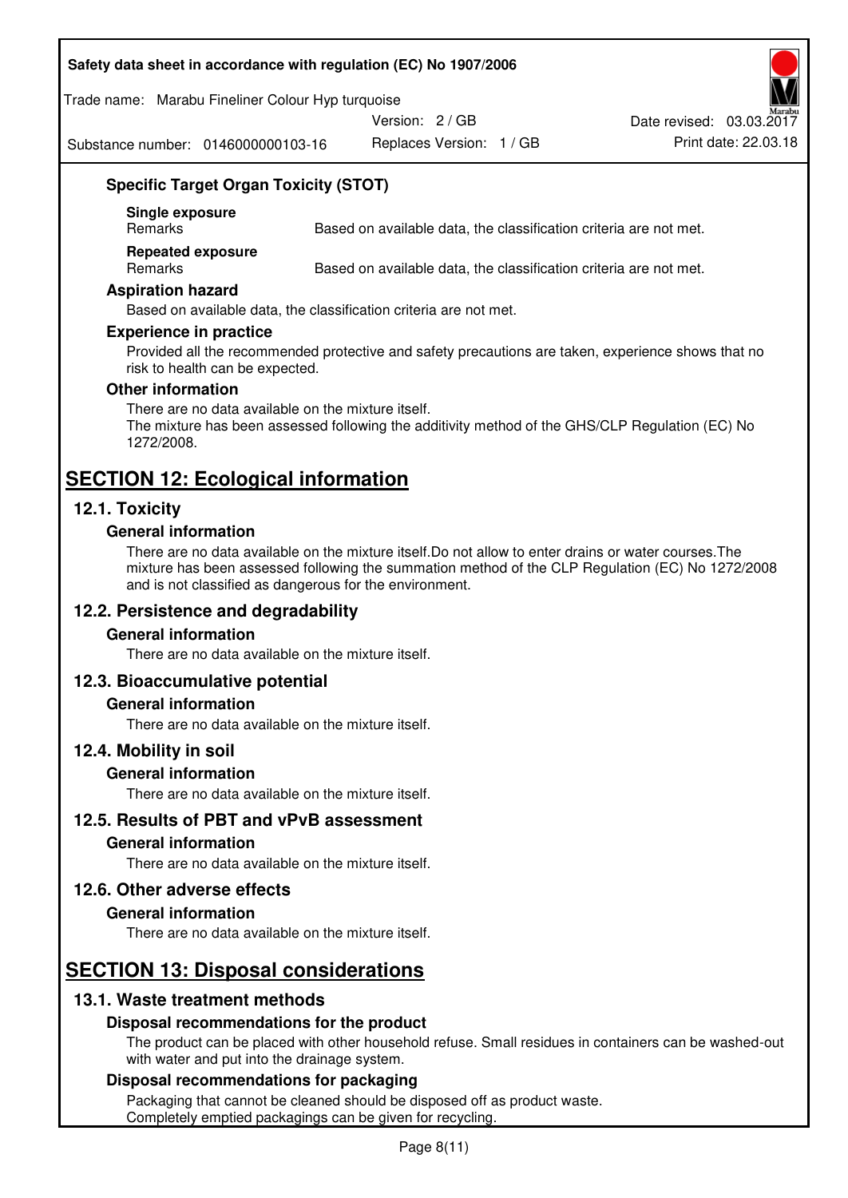### Specific Target Organ Toxicity (STOT)

**Single exposure**

| Remarks | Based on available data, the classification criteria are not met. |
| --- | --- |

**Repeated exposure**

| Remarks | Based on available data, the classification criteria are not met. |
| --- | --- |

### Aspiration hazard

Based on available data, the classification criteria are not met.

### Experience in practice

Provided all the recommended protective and safety precautions are taken, experience shows that no risk to health can be expected.

### Other information

There are no data available on the mixture itself.
The mixture has been assessed following the additivity method of the GHS/CLP Regulation (EC) No 1272/2008.

# SECTION 12: Ecological information

## 12.1. Toxicity

### General information

There are no data available on the mixture itself.Do not allow to enter drains or water courses.The mixture has been assessed following the summation method of the CLP Regulation (EC) No 1272/2008 and is not classified as dangerous for the environment.

## 12.2. Persistence and degradability

### General information

There are no data available on the mixture itself.

## 12.3. Bioaccumulative potential

### General information

There are no data available on the mixture itself.

## 12.4. Mobility in soil

### General information

There are no data available on the mixture itself.

## 12.5. Results of PBT and vPvB assessment

### General information

There are no data available on the mixture itself.

## 12.6. Other adverse effects

### General information

There are no data available on the mixture itself.

# SECTION 13: Disposal considerations

## 13.1. Waste treatment methods

### Disposal recommendations for the product

The product can be placed with other household refuse. Small residues in containers can be washed-out with water and put into the drainage system.

### Disposal recommendations for packaging

Packaging that cannot be cleaned should be disposed off as product waste.
Completely emptied packagings can be given for recycling.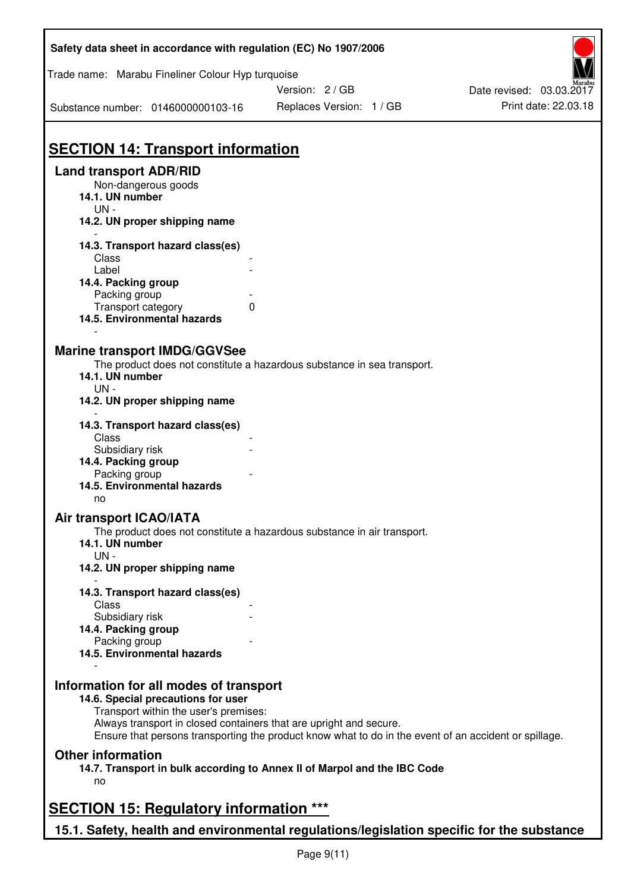# SECTION 14: Transport information

## Land transport ADR/RID

Non-dangerous goods

**14.1. UN number**

UN -

**14.2. UN proper shipping name**

-

**14.3. Transport hazard class(es)**

Class -

Label -

**14.4. Packing group**

Packing group -

Transport category 0

**14.5. Environmental hazards**

-

## Marine transport IMDG/GGVSee

The product does not constitute a hazardous substance in sea transport.

**14.1. UN number**

UN -

**14.2. UN proper shipping name**

-

**14.3. Transport hazard class(es)**

Class -

Subsidiary risk -

**14.4. Packing group**

Packing group -

**14.5. Environmental hazards**

no

## Air transport ICAO/IATA

The product does not constitute a hazardous substance in air transport.

**14.1. UN number**

UN -

**14.2. UN proper shipping name**

-

**14.3. Transport hazard class(es)**

Class -

Subsidiary risk -

**14.4. Packing group**

Packing group -

**14.5. Environmental hazards**

-

## Information for all modes of transport

**14.6. Special precautions for user**

Transport within the user's premises:

Always transport in closed containers that are upright and secure.

Ensure that persons transporting the product know what to do in the event of an accident or spillage.

## Other information

**14.7. Transport in bulk according to Annex II of Marpol and the IBC Code**

no

# SECTION 15: Regulatory information ***

## 15.1. Safety, health and environmental regulations/legislation specific for the substance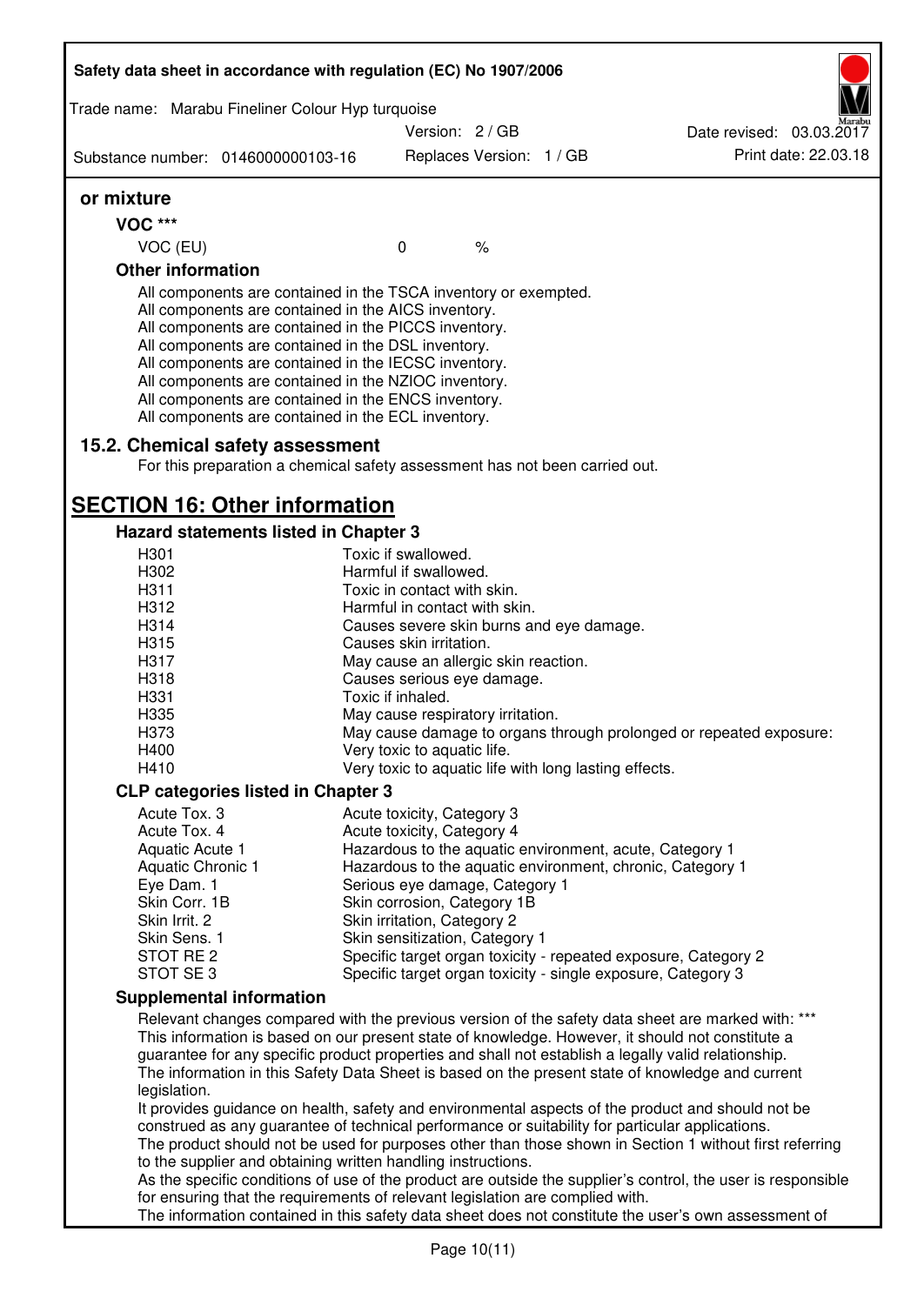**or mixture**

**VOC \*\*\***

| VOC (EU) | 0 | % |
| --- | --- | --- |

**Other information**

All components are contained in the TSCA inventory or exempted.
All components are contained in the AICS inventory.
All components are contained in the PICCS inventory.
All components are contained in the DSL inventory.
All components are contained in the IECSC inventory.
All components are contained in the NZIOC inventory.
All components are contained in the ENCS inventory.
All components are contained in the ECL inventory.

### 15.2. Chemical safety assessment

For this preparation a chemical safety assessment has not been carried out.

## SECTION 16: Other information

### Hazard statements listed in Chapter 3

| | |
| --- | --- |
| H301 | Toxic if swallowed. |
| H302 | Harmful if swallowed. |
| H311 | Toxic in contact with skin. |
| H312 | Harmful in contact with skin. |
| H314 | Causes severe skin burns and eye damage. |
| H315 | Causes skin irritation. |
| H317 | May cause an allergic skin reaction. |
| H318 | Causes serious eye damage. |
| H331 | Toxic if inhaled. |
| H335 | May cause respiratory irritation. |
| H373 | May cause damage to organs through prolonged or repeated exposure: |
| H400 | Very toxic to aquatic life. |
| H410 | Very toxic to aquatic life with long lasting effects. |

### CLP categories listed in Chapter 3

| | |
| --- | --- |
| Acute Tox. 3 | Acute toxicity, Category 3 |
| Acute Tox. 4 | Acute toxicity, Category 4 |
| Aquatic Acute 1 | Hazardous to the aquatic environment, acute, Category 1 |
| Aquatic Chronic 1 | Hazardous to the aquatic environment, chronic, Category 1 |
| Eye Dam. 1 | Serious eye damage, Category 1 |
| Skin Corr. 1B | Skin corrosion, Category 1B |
| Skin Irrit. 2 | Skin irritation, Category 2 |
| Skin Sens. 1 | Skin sensitization, Category 1 |
| STOT RE 2 | Specific target organ toxicity - repeated exposure, Category 2 |
| STOT SE 3 | Specific target organ toxicity - single exposure, Category 3 |

### Supplemental information

Relevant changes compared with the previous version of the safety data sheet are marked with: \*\*\*
This information is based on our present state of knowledge. However, it should not constitute a guarantee for any specific product properties and shall not establish a legally valid relationship.
The information in this Safety Data Sheet is based on the present state of knowledge and current legislation.
It provides guidance on health, safety and environmental aspects of the product and should not be construed as any guarantee of technical performance or suitability for particular applications.
The product should not be used for purposes other than those shown in Section 1 without first referring to the supplier and obtaining written handling instructions.
As the specific conditions of use of the product are outside the supplier's control, the user is responsible for ensuring that the requirements of relevant legislation are complied with.
The information contained in this safety data sheet does not constitute the user's own assessment of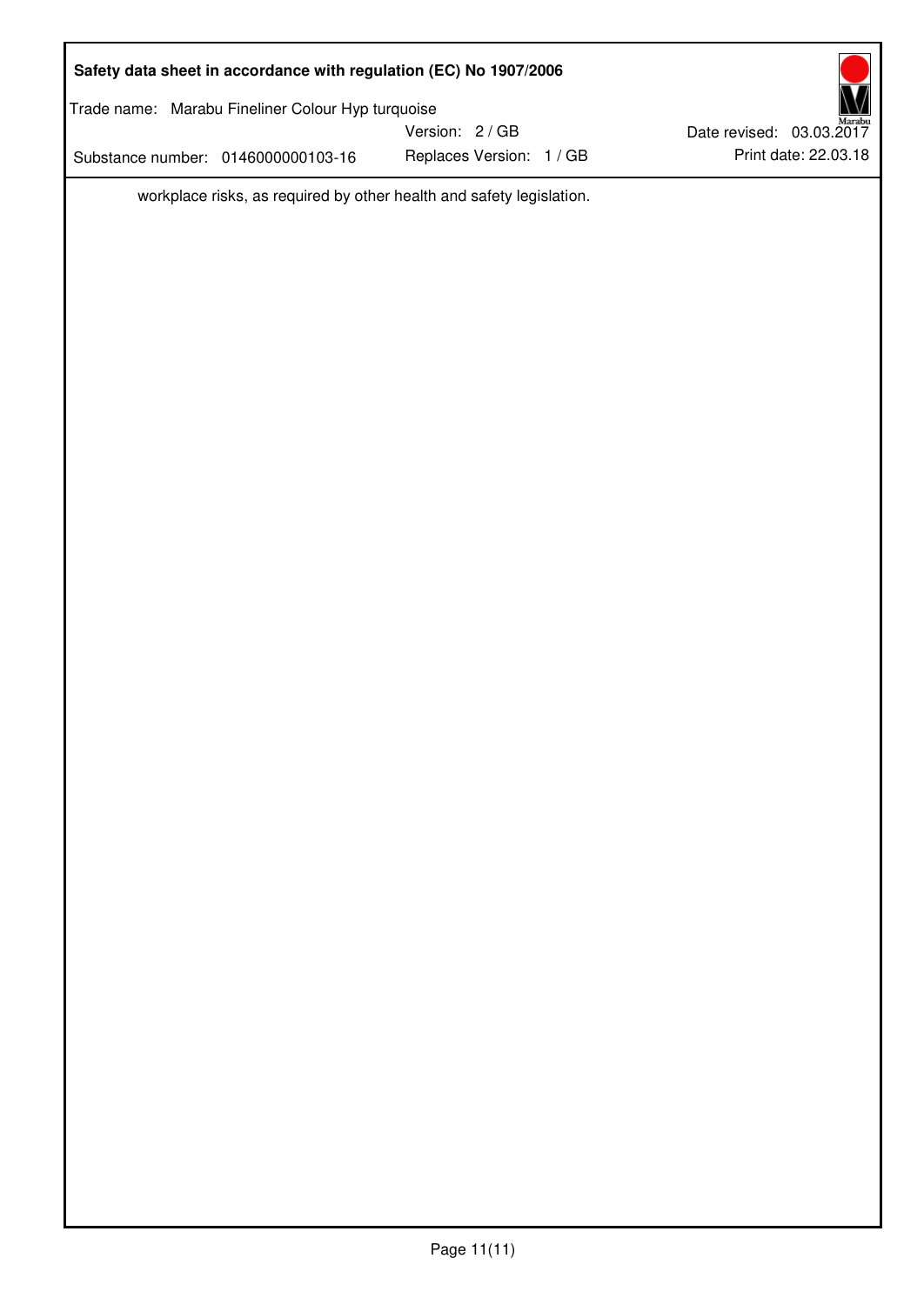workplace risks, as required by other health and safety legislation.